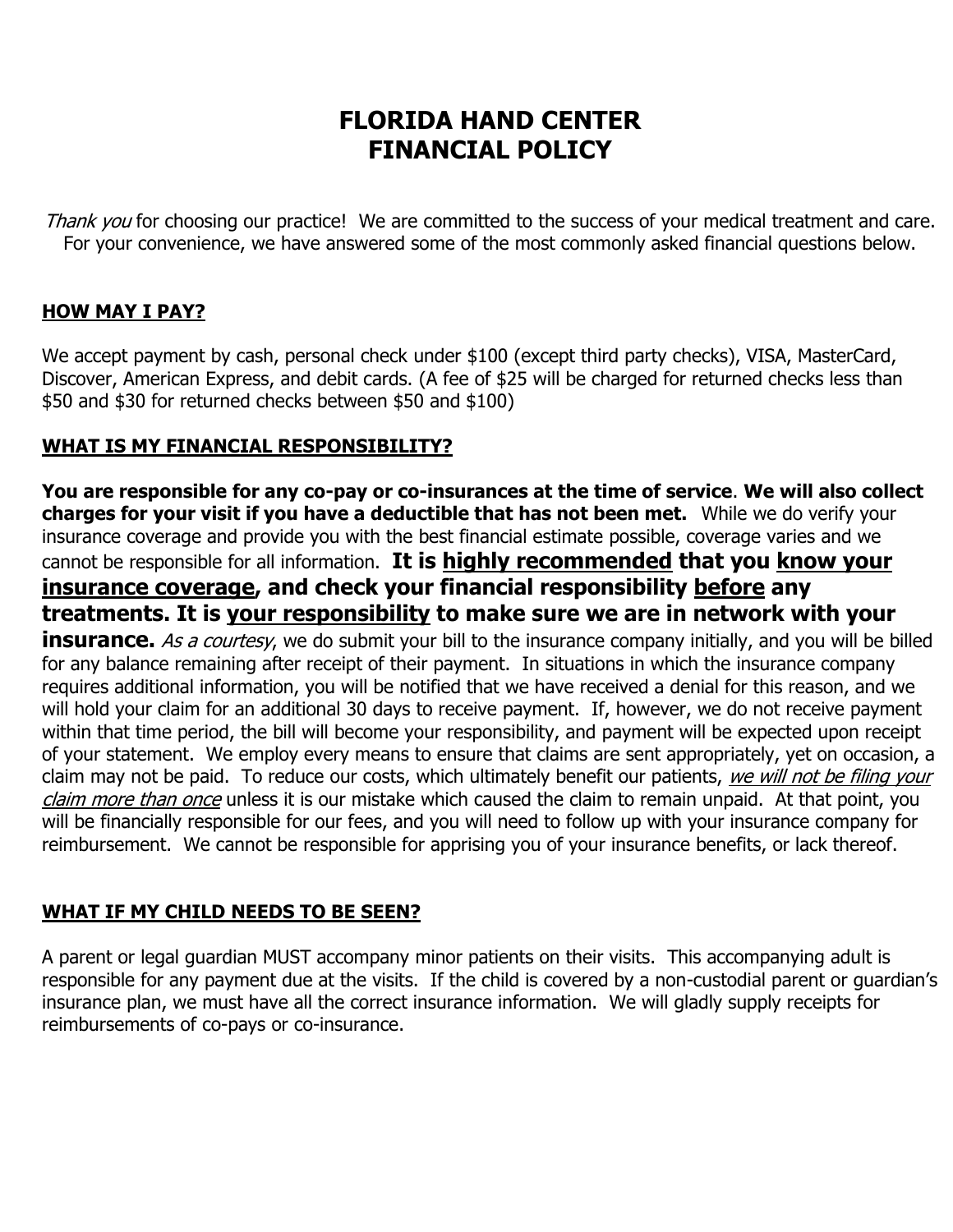# FLORIDA HAND CENTER
# FINANCIAL POLICY

*Thank you* for choosing our practice! We are committed to the success of your medical treatment and care. For your convenience, we have answered some of the most commonly asked financial questions below.

## HOW MAY I PAY?

We accept payment by cash, personal check under $100 (except third party checks), VISA, MasterCard, Discover, American Express, and debit cards. (A fee of $25 will be charged for returned checks less than $50 and $30 for returned checks between $50 and $100)

## WHAT IS MY FINANCIAL RESPONSIBILITY?

**You are responsible for any co-pay or co-insurances at the time of service**. **We will also collect charges for your visit if you have a deductible that has not been met.** While we do verify your insurance coverage and provide you with the best financial estimate possible, coverage varies and we cannot be responsible for all information. **It is highly recommended that you know your insurance coverage, and check your financial responsibility before any treatments. It is your responsibility to make sure we are in network with your insurance.** *As a courtesy*, we do submit your bill to the insurance company initially, and you will be billed for any balance remaining after receipt of their payment. In situations in which the insurance company requires additional information, you will be notified that we have received a denial for this reason, and we will hold your claim for an additional 30 days to receive payment. If, however, we do not receive payment within that time period, the bill will become your responsibility, and payment will be expected upon receipt of your statement. We employ every means to ensure that claims are sent appropriately, yet on occasion, a claim may not be paid. To reduce our costs, which ultimately benefit our patients, *we will not be filing your claim more than once* unless it is our mistake which caused the claim to remain unpaid. At that point, you will be financially responsible for our fees, and you will need to follow up with your insurance company for reimbursement. We cannot be responsible for apprising you of your insurance benefits, or lack thereof.

## WHAT IF MY CHILD NEEDS TO BE SEEN?

A parent or legal guardian MUST accompany minor patients on their visits. This accompanying adult is responsible for any payment due at the visits. If the child is covered by a non-custodial parent or guardian's insurance plan, we must have all the correct insurance information. We will gladly supply receipts for reimbursements of co-pays or co-insurance.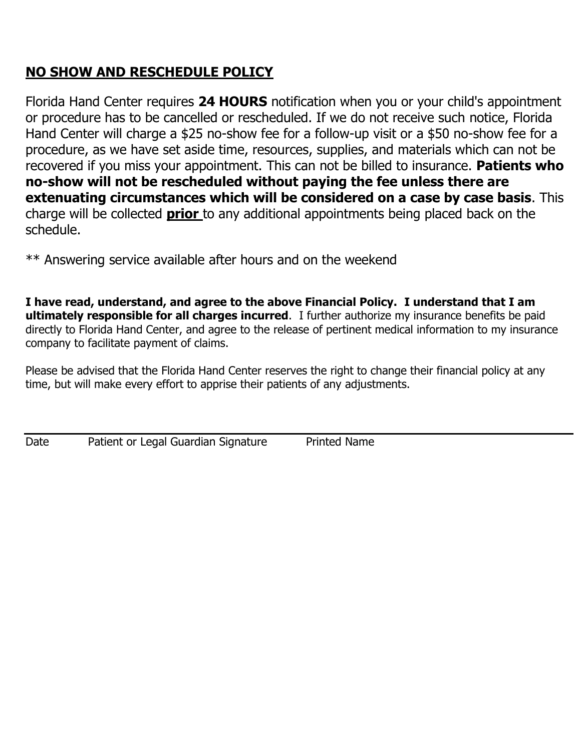## **NO SHOW AND RESCHEDULE POLICY**

Florida Hand Center requires **24 HOURS** notification when you or your child's appointment or procedure has to be cancelled or rescheduled. If we do not receive such notice, Florida Hand Center will charge a $25 no-show fee for a follow-up visit or a $50 no-show fee for a procedure, as we have set aside time, resources, supplies, and materials which can not be recovered if you miss your appointment. This can not be billed to insurance. **Patients who no-show will not be rescheduled without paying the fee unless there are extenuating circumstances which will be considered on a case by case basis**. This charge will be collected **prior** to any additional appointments being placed back on the schedule.

** Answering service available after hours and on the weekend

**I have read, understand, and agree to the above Financial Policy. I understand that I am ultimately responsible for all charges incurred**. I further authorize my insurance benefits be paid directly to Florida Hand Center, and agree to the release of pertinent medical information to my insurance company to facilitate payment of claims.

Please be advised that the Florida Hand Center reserves the right to change their financial policy at any time, but will make every effort to apprise their patients of any adjustments.

Date Patient or Legal Guardian Signature Printed Name